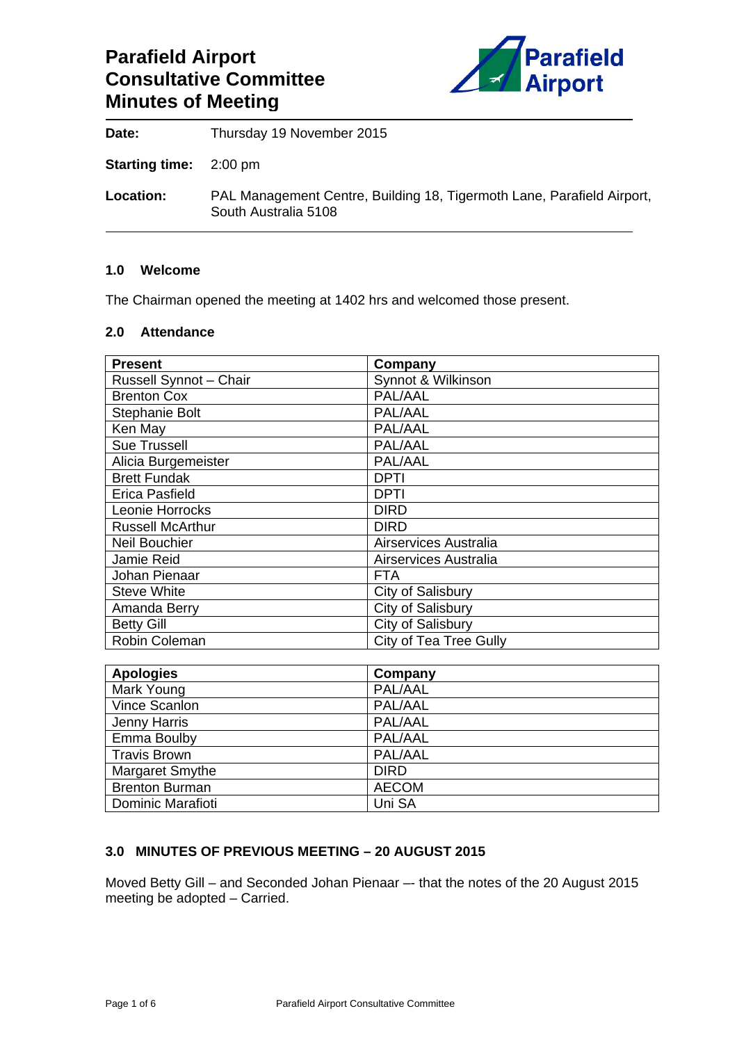# Parafield Airport Consultative Committee Minutes of Meeting

**Date:** Thursday 19 November 2015

**Starting time:** 2:00 pm

**Location:** PAL Management Centre, Building 18, Tigermoth Lane, Parafield Airport, South Australia 5108

### 1.0 Welcome

The Chairman opened the meeting at 1402 hrs and welcomed those present.

### 2.0 Attendance

| Present | Company |
|---|---|
| Russell Synnot – Chair | Synnot & Wilkinson |
| Brenton Cox | PAL/AAL |
| Stephanie Bolt | PAL/AAL |
| Ken May | PAL/AAL |
| Sue Trussell | PAL/AAL |
| Alicia Burgemeister | PAL/AAL |
| Brett Fundak | DPTI |
| Erica Pasfield | DPTI |
| Leonie Horrocks | DIRD |
| Russell McArthur | DIRD |
| Neil Bouchier | Airservices Australia |
| Jamie Reid | Airservices Australia |
| Johan Pienaar | FTA |
| Steve White | City of Salisbury |
| Amanda Berry | City of Salisbury |
| Betty Gill | City of Salisbury |
| Robin Coleman | City of Tea Tree Gully |

| Apologies | Company |
|---|---|
| Mark Young | PAL/AAL |
| Vince Scanlon | PAL/AAL |
| Jenny Harris | PAL/AAL |
| Emma Boulby | PAL/AAL |
| Travis Brown | PAL/AAL |
| Margaret Smythe | DIRD |
| Brenton Burman | AECOM |
| Dominic Marafioti | Uni SA |

### 3.0 MINUTES OF PREVIOUS MEETING – 20 AUGUST 2015

Moved Betty Gill – and Seconded Johan Pienaar –- that the notes of the 20 August 2015 meeting be adopted – Carried.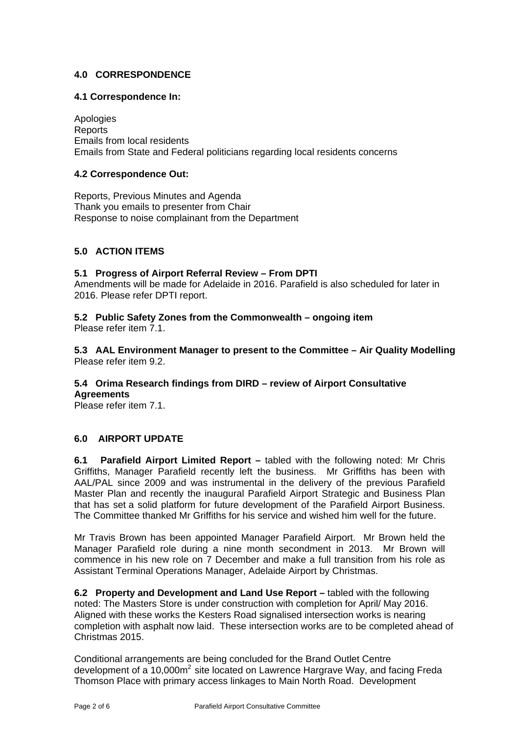## 4.0 CORRESPONDENCE

### 4.1 Correspondence In:

Apologies
Reports
Emails from local residents
Emails from State and Federal politicians regarding local residents concerns

### 4.2 Correspondence Out:

Reports, Previous Minutes and Agenda
Thank you emails to presenter from Chair
Response to noise complainant from the Department

## 5.0 ACTION ITEMS

**5.1 Progress of Airport Referral Review – From DPTI**
Amendments will be made for Adelaide in 2016. Parafield is also scheduled for later in 2016. Please refer DPTI report.

**5.2 Public Safety Zones from the Commonwealth – ongoing item**
Please refer item 7.1.

**5.3 AAL Environment Manager to present to the Committee – Air Quality Modelling**
Please refer item 9.2.

**5.4 Orima Research findings from DIRD – review of Airport Consultative Agreements**
Please refer item 7.1.

## 6.0 AIRPORT UPDATE

**6.1 Parafield Airport Limited Report –** tabled with the following noted: Mr Chris Griffiths, Manager Parafield recently left the business. Mr Griffiths has been with AAL/PAL since 2009 and was instrumental in the delivery of the previous Parafield Master Plan and recently the inaugural Parafield Airport Strategic and Business Plan that has set a solid platform for future development of the Parafield Airport Business. The Committee thanked Mr Griffiths for his service and wished him well for the future.

Mr Travis Brown has been appointed Manager Parafield Airport. Mr Brown held the Manager Parafield role during a nine month secondment in 2013. Mr Brown will commence in his new role on 7 December and make a full transition from his role as Assistant Terminal Operations Manager, Adelaide Airport by Christmas.

**6.2 Property and Development and Land Use Report –** tabled with the following noted: The Masters Store is under construction with completion for April/ May 2016. Aligned with these works the Kesters Road signalised intersection works is nearing completion with asphalt now laid. These intersection works are to be completed ahead of Christmas 2015.

Conditional arrangements are being concluded for the Brand Outlet Centre development of a 10,000m$^2$ site located on Lawrence Hargrave Way, and facing Freda Thomson Place with primary access linkages to Main North Road. Development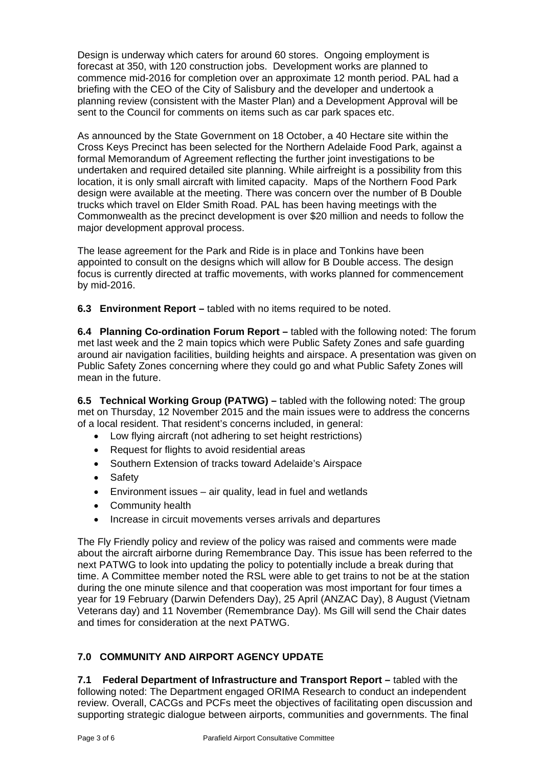Design is underway which caters for around 60 stores. Ongoing employment is forecast at 350, with 120 construction jobs. Development works are planned to commence mid-2016 for completion over an approximate 12 month period. PAL had a briefing with the CEO of the City of Salisbury and the developer and undertook a planning review (consistent with the Master Plan) and a Development Approval will be sent to the Council for comments on items such as car park spaces etc.

As announced by the State Government on 18 October, a 40 Hectare site within the Cross Keys Precinct has been selected for the Northern Adelaide Food Park, against a formal Memorandum of Agreement reflecting the further joint investigations to be undertaken and required detailed site planning. While airfreight is a possibility from this location, it is only small aircraft with limited capacity. Maps of the Northern Food Park design were available at the meeting. There was concern over the number of B Double trucks which travel on Elder Smith Road. PAL has been having meetings with the Commonwealth as the precinct development is over $20 million and needs to follow the major development approval process.

The lease agreement for the Park and Ride is in place and Tonkins have been appointed to consult on the designs which will allow for B Double access. The design focus is currently directed at traffic movements, with works planned for commencement by mid-2016.

**6.3 Environment Report –** tabled with no items required to be noted.

**6.4 Planning Co-ordination Forum Report –** tabled with the following noted: The forum met last week and the 2 main topics which were Public Safety Zones and safe guarding around air navigation facilities, building heights and airspace. A presentation was given on Public Safety Zones concerning where they could go and what Public Safety Zones will mean in the future.

**6.5 Technical Working Group (PATWG) –** tabled with the following noted: The group met on Thursday, 12 November 2015 and the main issues were to address the concerns of a local resident. That resident's concerns included, in general:

- Low flying aircraft (not adhering to set height restrictions)
- Request for flights to avoid residential areas
- Southern Extension of tracks toward Adelaide's Airspace
- Safety
- Environment issues – air quality, lead in fuel and wetlands
- Community health
- Increase in circuit movements verses arrivals and departures

The Fly Friendly policy and review of the policy was raised and comments were made about the aircraft airborne during Remembrance Day. This issue has been referred to the next PATWG to look into updating the policy to potentially include a break during that time. A Committee member noted the RSL were able to get trains to not be at the station during the one minute silence and that cooperation was most important for four times a year for 19 February (Darwin Defenders Day), 25 April (ANZAC Day), 8 August (Vietnam Veterans day) and 11 November (Remembrance Day). Ms Gill will send the Chair dates and times for consideration at the next PATWG.

## 7.0 COMMUNITY AND AIRPORT AGENCY UPDATE

**7.1 Federal Department of Infrastructure and Transport Report –** tabled with the following noted: The Department engaged ORIMA Research to conduct an independent review. Overall, CACGs and PCFs meet the objectives of facilitating open discussion and supporting strategic dialogue between airports, communities and governments. The final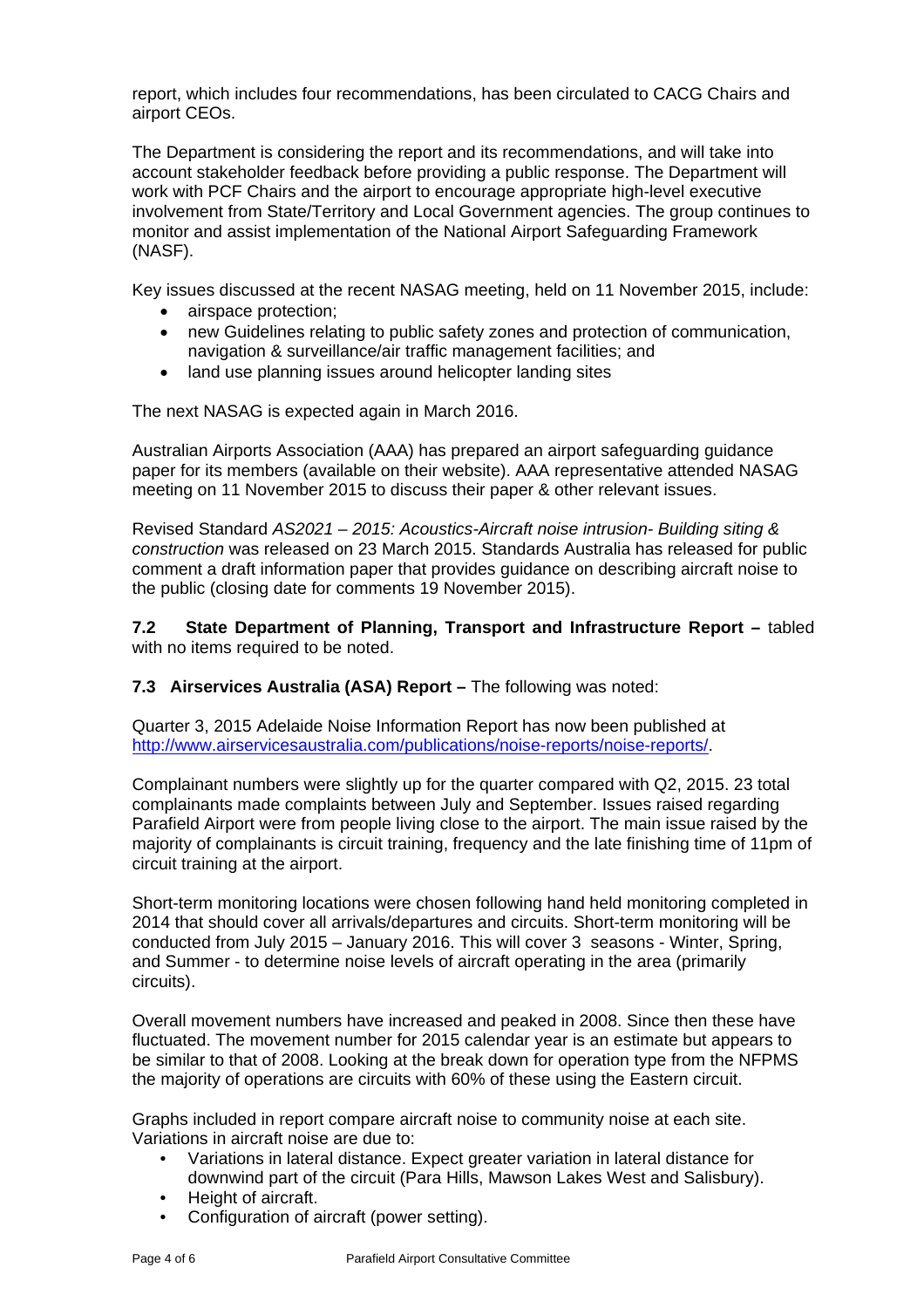report, which includes four recommendations, has been circulated to CACG Chairs and airport CEOs.

The Department is considering the report and its recommendations, and will take into account stakeholder feedback before providing a public response. The Department will work with PCF Chairs and the airport to encourage appropriate high-level executive involvement from State/Territory and Local Government agencies. The group continues to monitor and assist implementation of the National Airport Safeguarding Framework (NASF).

Key issues discussed at the recent NASAG meeting, held on 11 November 2015, include:

- airspace protection;
- new Guidelines relating to public safety zones and protection of communication, navigation & surveillance/air traffic management facilities; and
- land use planning issues around helicopter landing sites

The next NASAG is expected again in March 2016.

Australian Airports Association (AAA) has prepared an airport safeguarding guidance paper for its members (available on their website). AAA representative attended NASAG meeting on 11 November 2015 to discuss their paper & other relevant issues.

Revised Standard *AS2021 – 2015: Acoustics-Aircraft noise intrusion- Building siting & construction* was released on 23 March 2015. Standards Australia has released for public comment a draft information paper that provides guidance on describing aircraft noise to the public (closing date for comments 19 November 2015).

**7.2 State Department of Planning, Transport and Infrastructure Report –** tabled with no items required to be noted.

**7.3 Airservices Australia (ASA) Report –** The following was noted:

Quarter 3, 2015 Adelaide Noise Information Report has now been published at http://www.airservicesaustralia.com/publications/noise-reports/noise-reports/.

Complainant numbers were slightly up for the quarter compared with Q2, 2015. 23 total complainants made complaints between July and September. Issues raised regarding Parafield Airport were from people living close to the airport. The main issue raised by the majority of complainants is circuit training, frequency and the late finishing time of 11pm of circuit training at the airport.

Short-term monitoring locations were chosen following hand held monitoring completed in 2014 that should cover all arrivals/departures and circuits. Short-term monitoring will be conducted from July 2015 – January 2016. This will cover 3 seasons - Winter, Spring, and Summer - to determine noise levels of aircraft operating in the area (primarily circuits).

Overall movement numbers have increased and peaked in 2008. Since then these have fluctuated. The movement number for 2015 calendar year is an estimate but appears to be similar to that of 2008. Looking at the break down for operation type from the NFPMS the majority of operations are circuits with 60% of these using the Eastern circuit.

Graphs included in report compare aircraft noise to community noise at each site. Variations in aircraft noise are due to:

- Variations in lateral distance. Expect greater variation in lateral distance for downwind part of the circuit (Para Hills, Mawson Lakes West and Salisbury).
- Height of aircraft.
- Configuration of aircraft (power setting).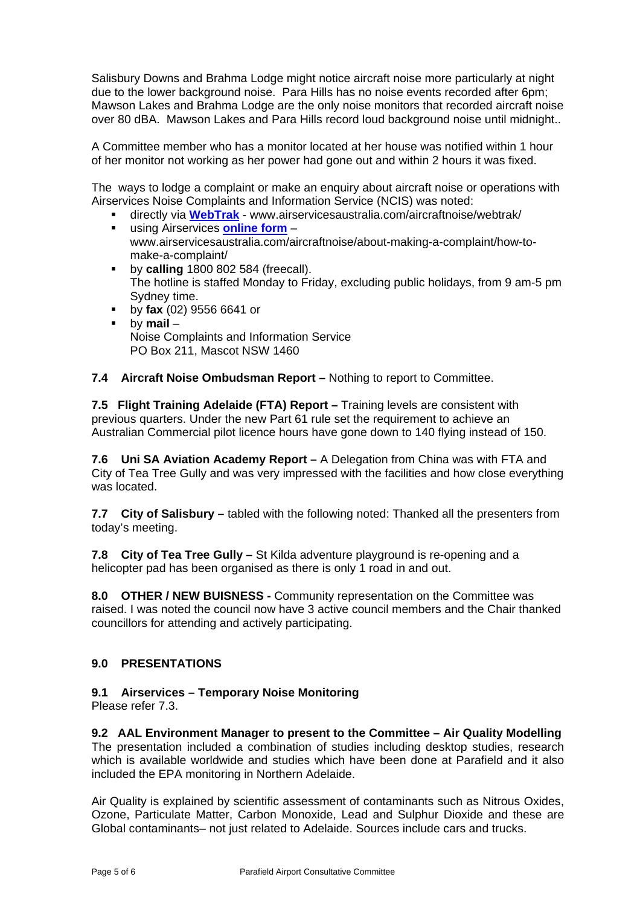Salisbury Downs and Brahma Lodge might notice aircraft noise more particularly at night due to the lower background noise. Para Hills has no noise events recorded after 6pm; Mawson Lakes and Brahma Lodge are the only noise monitors that recorded aircraft noise over 80 dBA. Mawson Lakes and Para Hills record loud background noise until midnight..

A Committee member who has a monitor located at her house was notified within 1 hour of her monitor not working as her power had gone out and within 2 hours it was fixed.

The ways to lodge a complaint or make an enquiry about aircraft noise or operations with Airservices Noise Complaints and Information Service (NCIS) was noted:

- directly via **WebTrak** - www.airservicesaustralia.com/aircraftnoise/webtrak/
- using Airservices **online form** – www.airservicesaustralia.com/aircraftnoise/about-making-a-complaint/how-to-make-a-complaint/
- by **calling** 1800 802 584 (freecall). The hotline is staffed Monday to Friday, excluding public holidays, from 9 am-5 pm Sydney time.
- by **fax** (02) 9556 6641 or
- by **mail** – Noise Complaints and Information Service PO Box 211, Mascot NSW 1460

**7.4 Aircraft Noise Ombudsman Report –** Nothing to report to Committee.

**7.5 Flight Training Adelaide (FTA) Report –** Training levels are consistent with previous quarters. Under the new Part 61 rule set the requirement to achieve an Australian Commercial pilot licence hours have gone down to 140 flying instead of 150.

**7.6 Uni SA Aviation Academy Report –** A Delegation from China was with FTA and City of Tea Tree Gully and was very impressed with the facilities and how close everything was located.

**7.7 City of Salisbury –** tabled with the following noted: Thanked all the presenters from today's meeting.

**7.8 City of Tea Tree Gully –** St Kilda adventure playground is re-opening and a helicopter pad has been organised as there is only 1 road in and out.

**8.0 OTHER / NEW BUISNESS -** Community representation on the Committee was raised. I was noted the council now have 3 active council members and the Chair thanked councillors for attending and actively participating.

## 9.0 PRESENTATIONS

### 9.1 Airservices – Temporary Noise Monitoring

Please refer 7.3.

### 9.2 AAL Environment Manager to present to the Committee – Air Quality Modelling

The presentation included a combination of studies including desktop studies, research which is available worldwide and studies which have been done at Parafield and it also included the EPA monitoring in Northern Adelaide.

Air Quality is explained by scientific assessment of contaminants such as Nitrous Oxides, Ozone, Particulate Matter, Carbon Monoxide, Lead and Sulphur Dioxide and these are Global contaminants– not just related to Adelaide. Sources include cars and trucks.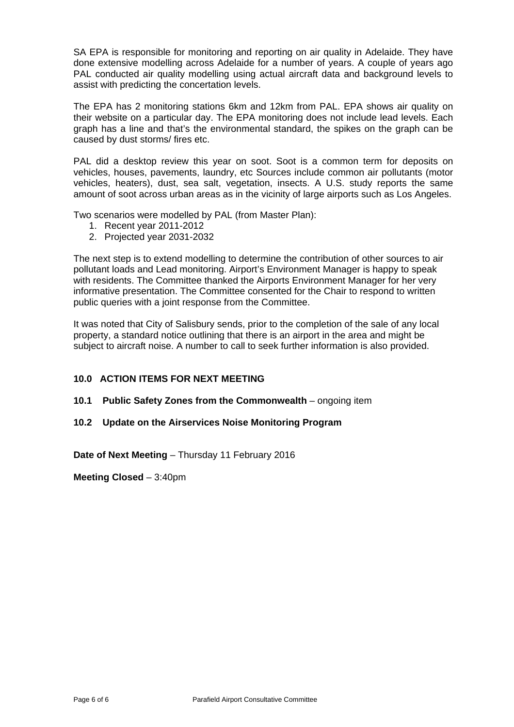SA EPA is responsible for monitoring and reporting on air quality in Adelaide. They have done extensive modelling across Adelaide for a number of years. A couple of years ago PAL conducted air quality modelling using actual aircraft data and background levels to assist with predicting the concertation levels.

The EPA has 2 monitoring stations 6km and 12km from PAL. EPA shows air quality on their website on a particular day. The EPA monitoring does not include lead levels. Each graph has a line and that's the environmental standard, the spikes on the graph can be caused by dust storms/ fires etc.

PAL did a desktop review this year on soot. Soot is a common term for deposits on vehicles, houses, pavements, laundry, etc Sources include common air pollutants (motor vehicles, heaters), dust, sea salt, vegetation, insects. A U.S. study reports the same amount of soot across urban areas as in the vicinity of large airports such as Los Angeles.

Two scenarios were modelled by PAL (from Master Plan):

1. Recent year 2011-2012
2. Projected year 2031-2032

The next step is to extend modelling to determine the contribution of other sources to air pollutant loads and Lead monitoring. Airport's Environment Manager is happy to speak with residents. The Committee thanked the Airports Environment Manager for her very informative presentation. The Committee consented for the Chair to respond to written public queries with a joint response from the Committee.

It was noted that City of Salisbury sends, prior to the completion of the sale of any local property, a standard notice outlining that there is an airport in the area and might be subject to aircraft noise. A number to call to seek further information is also provided.

## 10.0 ACTION ITEMS FOR NEXT MEETING

**10.1 Public Safety Zones from the Commonwealth** – ongoing item

**10.2 Update on the Airservices Noise Monitoring Program**

**Date of Next Meeting** – Thursday 11 February 2016

**Meeting Closed** – 3:40pm